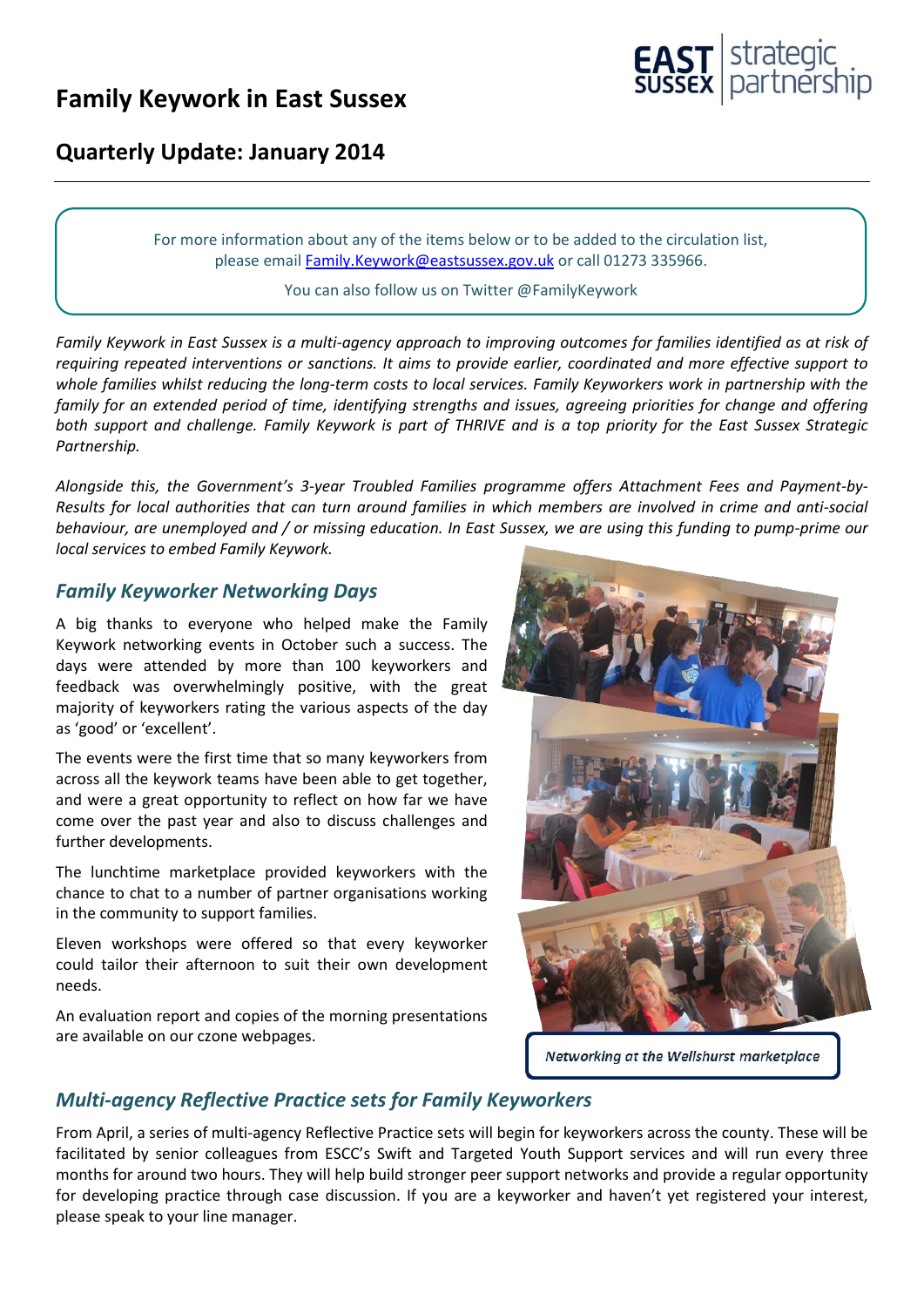# Family Keywork in East Sussex

## Quarterly Update: January 2014

For more information about any of the items below or to be added to the circulation list, please email Family.Keywork@eastsussex.gov.uk or call 01273 335966.

You can also follow us on Twitter @FamilyKeywork

*Family Keywork in East Sussex is a multi-agency approach to improving outcomes for families identified as at risk of requiring repeated interventions or sanctions. It aims to provide earlier, coordinated and more effective support to whole families whilst reducing the long-term costs to local services. Family Keyworkers work in partnership with the family for an extended period of time, identifying strengths and issues, agreeing priorities for change and offering both support and challenge. Family Keywork is part of THRIVE and is a top priority for the East Sussex Strategic Partnership.*

*Alongside this, the Government's 3-year Troubled Families programme offers Attachment Fees and Payment-by-Results for local authorities that can turn around families in which members are involved in crime and anti-social behaviour, are unemployed and / or missing education. In East Sussex, we are using this funding to pump-prime our local services to embed Family Keywork.*

### *Family Keyworker Networking Days*

A big thanks to everyone who helped make the Family Keywork networking events in October such a success. The days were attended by more than 100 keyworkers and feedback was overwhelmingly positive, with the great majority of keyworkers rating the various aspects of the day as 'good' or 'excellent'.

The events were the first time that so many keyworkers from across all the keywork teams have been able to get together, and were a great opportunity to reflect on how far we have come over the past year and also to discuss challenges and further developments.

The lunchtime marketplace provided keyworkers with the chance to chat to a number of partner organisations working in the community to support families.

Eleven workshops were offered so that every keyworker could tailor their afternoon to suit their own development needs.

An evaluation report and copies of the morning presentations are available on our czone webpages.

*Networking at the Wellshurst marketplace*

### *Multi-agency Reflective Practice sets for Family Keyworkers*

From April, a series of multi-agency Reflective Practice sets will begin for keyworkers across the county. These will be facilitated by senior colleagues from ESCC's Swift and Targeted Youth Support services and will run every three months for around two hours. They will help build stronger peer support networks and provide a regular opportunity for developing practice through case discussion. If you are a keyworker and haven't yet registered your interest, please speak to your line manager.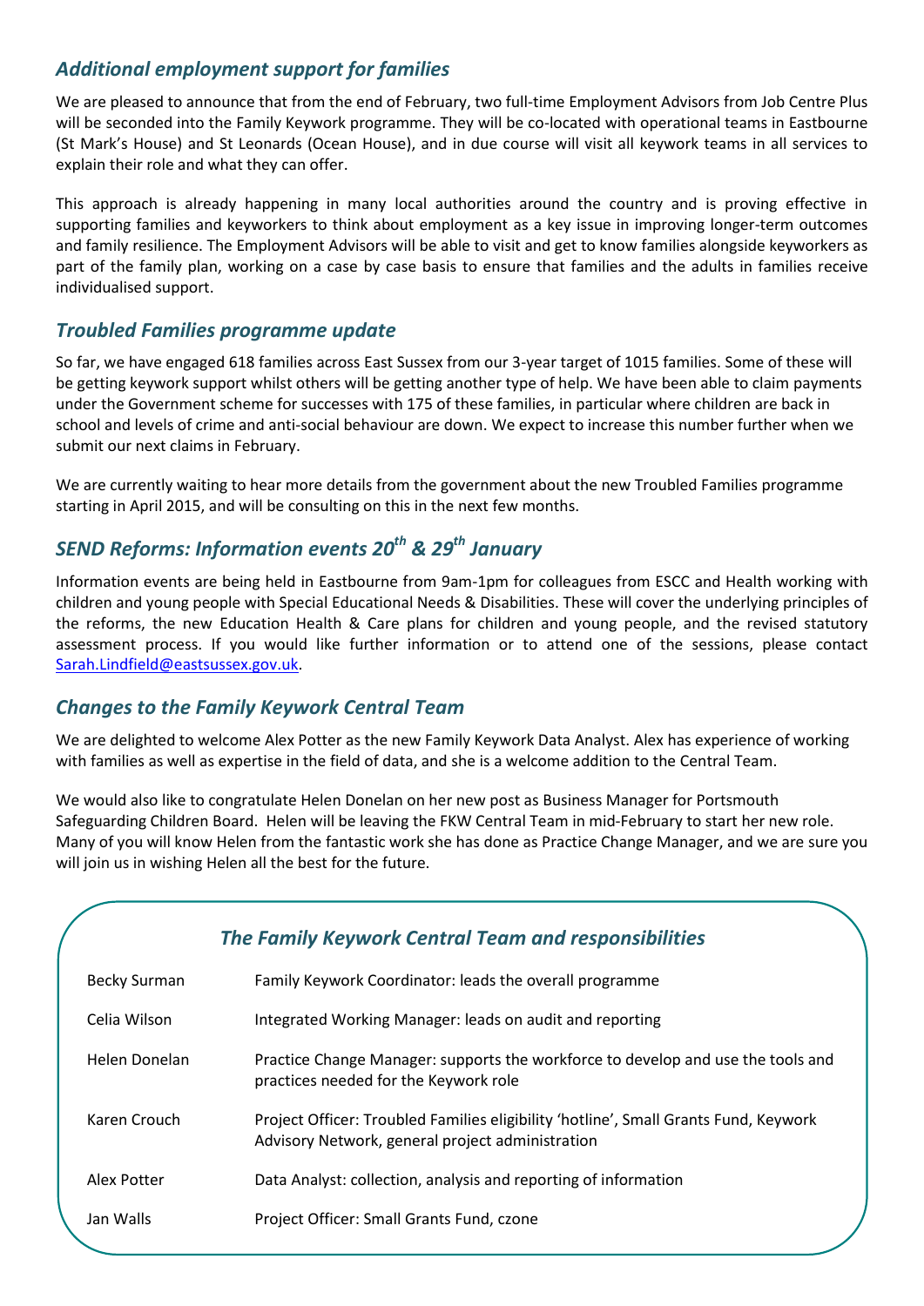## *Additional employment support for families*

We are pleased to announce that from the end of February, two full-time Employment Advisors from Job Centre Plus will be seconded into the Family Keywork programme. They will be co-located with operational teams in Eastbourne (St Mark's House) and St Leonards (Ocean House), and in due course will visit all keywork teams in all services to explain their role and what they can offer.

This approach is already happening in many local authorities around the country and is proving effective in supporting families and keyworkers to think about employment as a key issue in improving longer-term outcomes and family resilience. The Employment Advisors will be able to visit and get to know families alongside keyworkers as part of the family plan, working on a case by case basis to ensure that families and the adults in families receive individualised support.

## *Troubled Families programme update*

So far, we have engaged 618 families across East Sussex from our 3-year target of 1015 families. Some of these will be getting keywork support whilst others will be getting another type of help. We have been able to claim payments under the Government scheme for successes with 175 of these families, in particular where children are back in school and levels of crime and anti-social behaviour are down. We expect to increase this number further when we submit our next claims in February.

We are currently waiting to hear more details from the government about the new Troubled Families programme starting in April 2015, and will be consulting on this in the next few months.

## *SEND Reforms: Information events 20th & 29th January*

Information events are being held in Eastbourne from 9am-1pm for colleagues from ESCC and Health working with children and young people with Special Educational Needs & Disabilities. These will cover the underlying principles of the reforms, the new Education Health & Care plans for children and young people, and the revised statutory assessment process. If you would like further information or to attend one of the sessions, please contact Sarah.Lindfield@eastsussex.gov.uk.

## *Changes to the Family Keywork Central Team*

We are delighted to welcome Alex Potter as the new Family Keywork Data Analyst. Alex has experience of working with families as well as expertise in the field of data, and she is a welcome addition to the Central Team.

We would also like to congratulate Helen Donelan on her new post as Business Manager for Portsmouth Safeguarding Children Board. Helen will be leaving the FKW Central Team in mid-February to start her new role. Many of you will know Helen from the fantastic work she has done as Practice Change Manager, and we are sure you will join us in wishing Helen all the best for the future.

### *The Family Keywork Central Team and responsibilities*

| | |
|---|---|
| Becky Surman | Family Keywork Coordinator: leads the overall programme |
| Celia Wilson | Integrated Working Manager: leads on audit and reporting |
| Helen Donelan | Practice Change Manager: supports the workforce to develop and use the tools and practices needed for the Keywork role |
| Karen Crouch | Project Officer: Troubled Families eligibility 'hotline', Small Grants Fund, Keywork Advisory Network, general project administration |
| Alex Potter | Data Analyst: collection, analysis and reporting of information |
| Jan Walls | Project Officer: Small Grants Fund, czone |